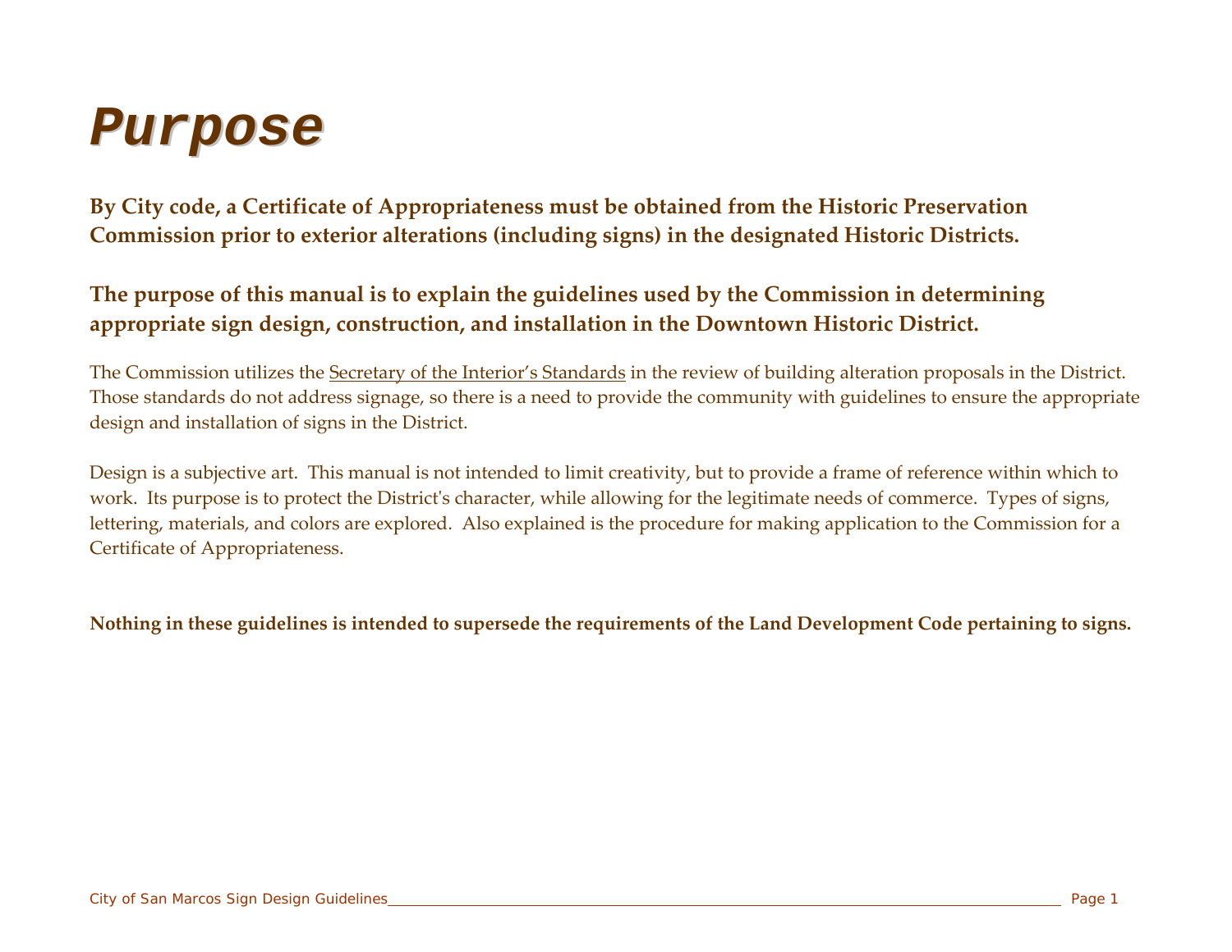# Purpose

**By City code, a Certificate of Appropriateness must be obtained from the Historic Preservation Commission prior to exterior alterations (including signs) in the designated Historic Districts.**

**The purpose of this manual is to explain the guidelines used by the Commission in determining appropriate sign design, construction, and installation in the Downtown Historic District.**

The Commission utilizes the Secretary of the Interior's Standards in the review of building alteration proposals in the District. Those standards do not address signage, so there is a need to provide the community with guidelines to ensure the appropriate design and installation of signs in the District.

Design is a subjective art. This manual is not intended to limit creativity, but to provide a frame of reference within which to work. Its purpose is to protect the District's character, while allowing for the legitimate needs of commerce. Types of signs, lettering, materials, and colors are explored. Also explained is the procedure for making application to the Commission for a Certificate of Appropriateness.

**Nothing in these guidelines is intended to supersede the requirements of the Land Development Code pertaining to signs.**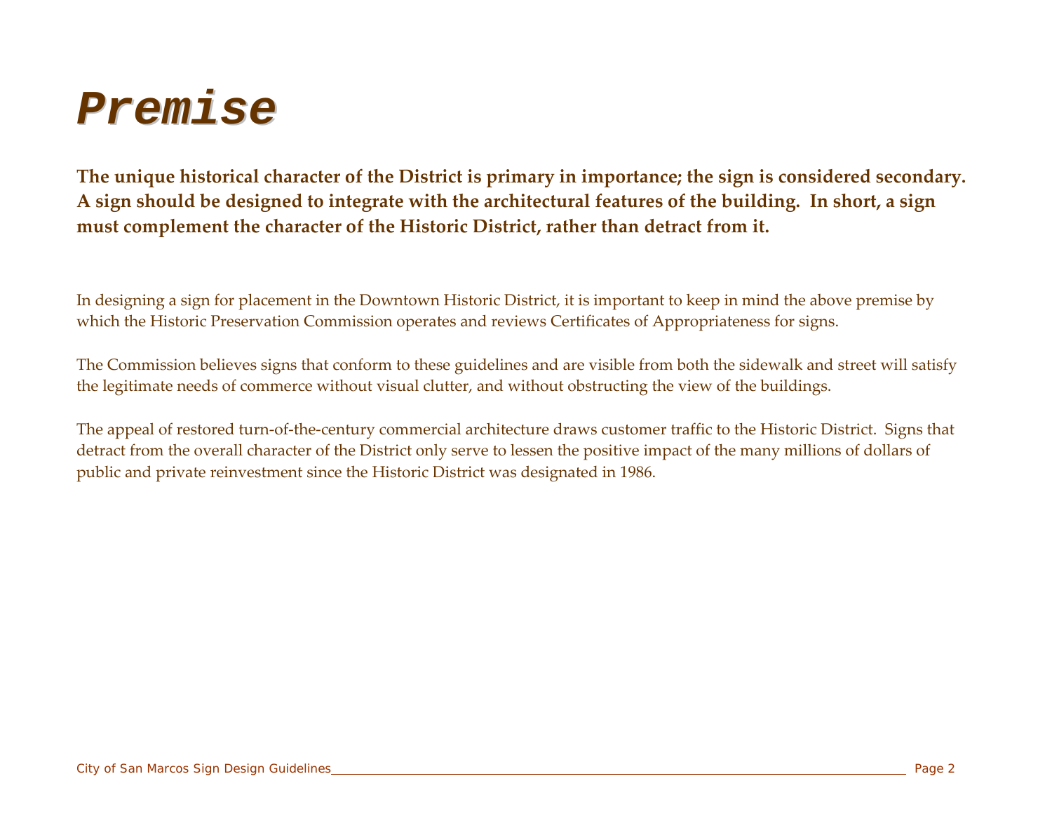# *Premise*

**The unique historical character of the District is primary in importance; the sign is considered secondary. A sign should be designed to integrate with the architectural features of the building. In short, a sign must complement the character of the Historic District, rather than detract from it.**

In designing a sign for placement in the Downtown Historic District, it is important to keep in mind the above premise by which the Historic Preservation Commission operates and reviews Certificates of Appropriateness for signs.

The Commission believes signs that conform to these guidelines and are visible from both the sidewalk and street will satisfy the legitimate needs of commerce without visual clutter, and without obstructing the view of the buildings.

The appeal of restored turn-of-the-century commercial architecture draws customer traffic to the Historic District. Signs that detract from the overall character of the District only serve to lessen the positive impact of the many millions of dollars of public and private reinvestment since the Historic District was designated in 1986.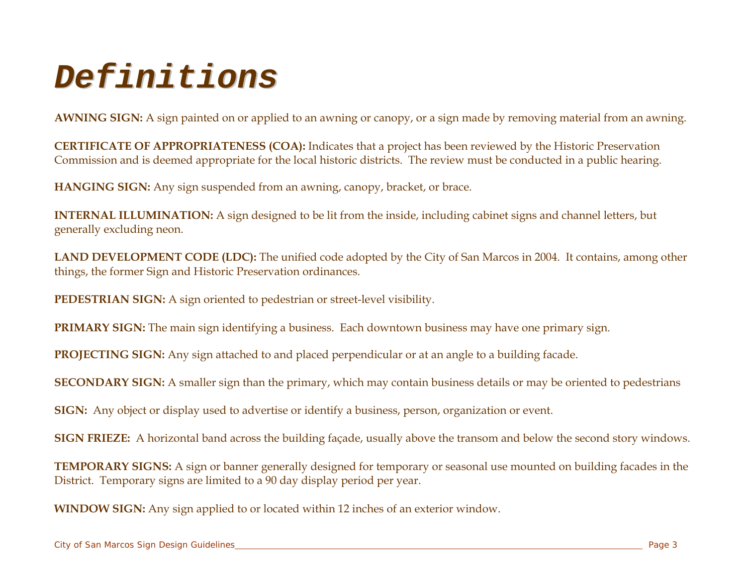# Definitions

**AWNING SIGN:** A sign painted on or applied to an awning or canopy, or a sign made by removing material from an awning.

**CERTIFICATE OF APPROPRIATENESS (COA):** Indicates that a project has been reviewed by the Historic Preservation Commission and is deemed appropriate for the local historic districts. The review must be conducted in a public hearing.

**HANGING SIGN:** Any sign suspended from an awning, canopy, bracket, or brace.

**INTERNAL ILLUMINATION:** A sign designed to be lit from the inside, including cabinet signs and channel letters, but generally excluding neon.

**LAND DEVELOPMENT CODE (LDC):** The unified code adopted by the City of San Marcos in 2004. It contains, among other things, the former Sign and Historic Preservation ordinances.

**PEDESTRIAN SIGN:** A sign oriented to pedestrian or street-level visibility.

**PRIMARY SIGN:** The main sign identifying a business. Each downtown business may have one primary sign.

**PROJECTING SIGN:** Any sign attached to and placed perpendicular or at an angle to a building facade.

**SECONDARY SIGN:** A smaller sign than the primary, which may contain business details or may be oriented to pedestrians

**SIGN:** Any object or display used to advertise or identify a business, person, organization or event.

**SIGN FRIEZE:** A horizontal band across the building façade, usually above the transom and below the second story windows.

**TEMPORARY SIGNS:** A sign or banner generally designed for temporary or seasonal use mounted on building facades in the District. Temporary signs are limited to a 90 day display period per year.

**WINDOW SIGN:** Any sign applied to or located within 12 inches of an exterior window.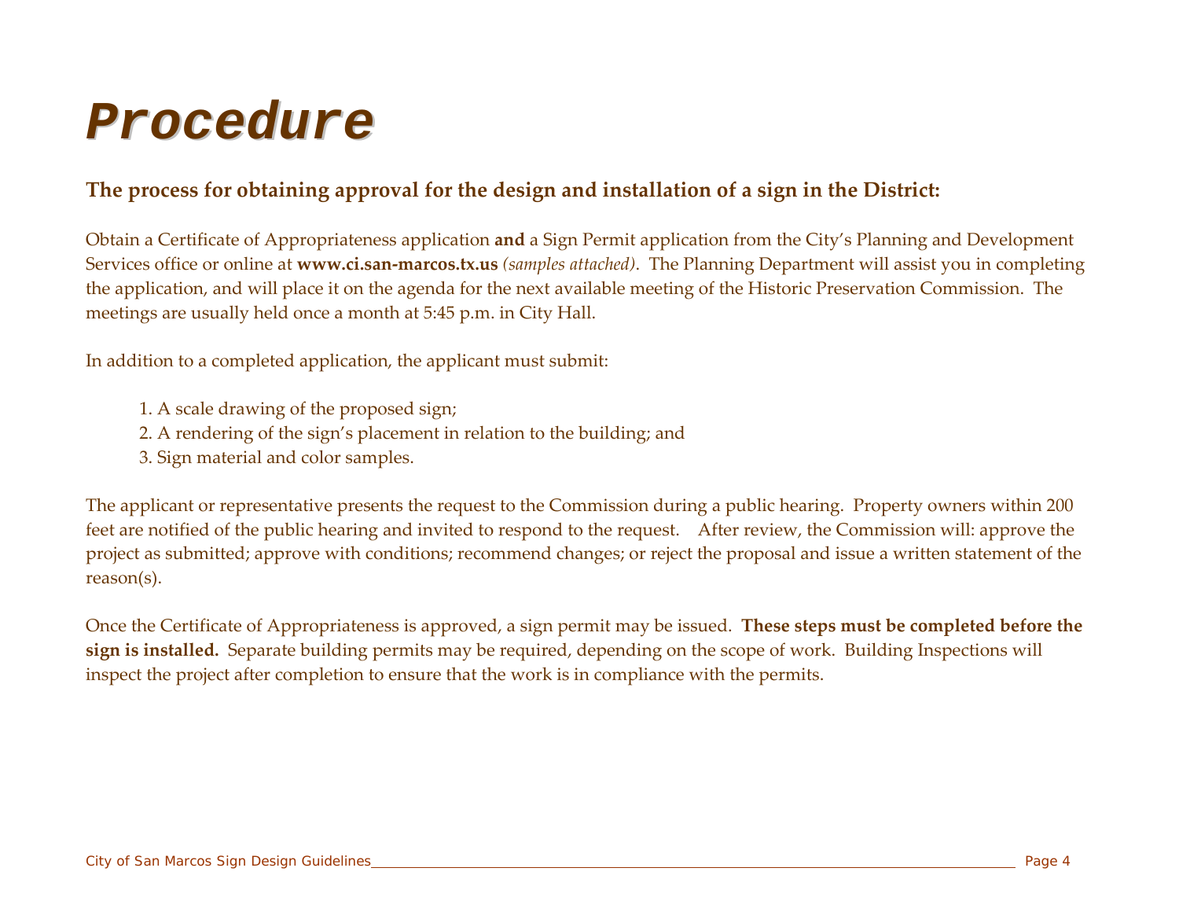# Procedure

### The process for obtaining approval for the design and installation of a sign in the District:

Obtain a Certificate of Appropriateness application **and** a Sign Permit application from the City's Planning and Development Services office or online at **www.ci.san-marcos.tx.us** *(samples attached)*. The Planning Department will assist you in completing the application, and will place it on the agenda for the next available meeting of the Historic Preservation Commission. The meetings are usually held once a month at 5:45 p.m. in City Hall.

In addition to a completed application, the applicant must submit:

1. A scale drawing of the proposed sign;
2. A rendering of the sign's placement in relation to the building; and
3. Sign material and color samples.

The applicant or representative presents the request to the Commission during a public hearing. Property owners within 200 feet are notified of the public hearing and invited to respond to the request. After review, the Commission will: approve the project as submitted; approve with conditions; recommend changes; or reject the proposal and issue a written statement of the reason(s).

Once the Certificate of Appropriateness is approved, a sign permit may be issued. **These steps must be completed before the sign is installed.** Separate building permits may be required, depending on the scope of work. Building Inspections will inspect the project after completion to ensure that the work is in compliance with the permits.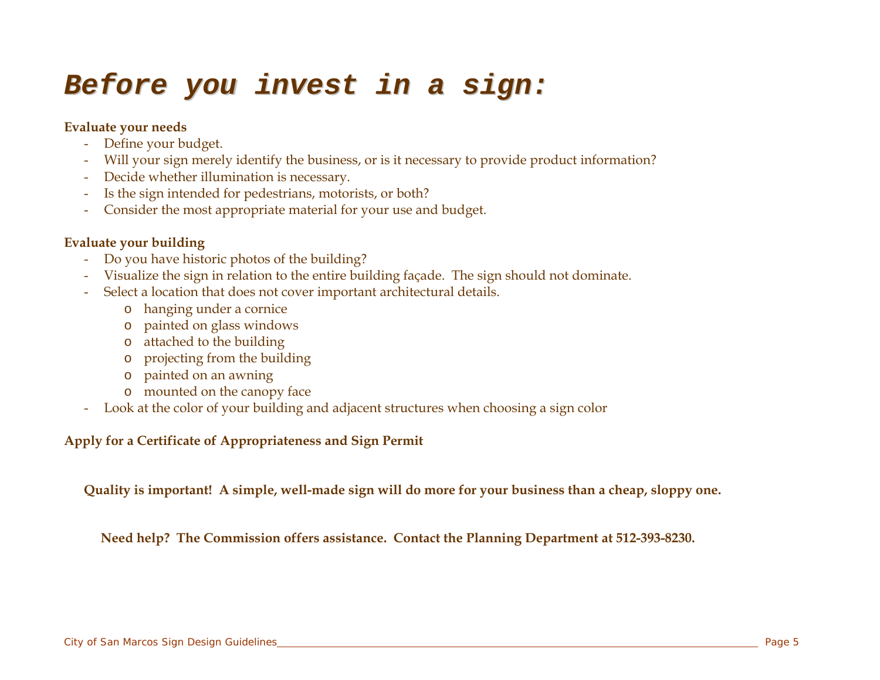# Before you invest in a sign:

**Evaluate your needs**

- Define your budget.
- Will your sign merely identify the business, or is it necessary to provide product information?
- Decide whether illumination is necessary.
- Is the sign intended for pedestrians, motorists, or both?
- Consider the most appropriate material for your use and budget.

**Evaluate your building**

- Do you have historic photos of the building?
- Visualize the sign in relation to the entire building façade. The sign should not dominate.
- Select a location that does not cover important architectural details.
    - hanging under a cornice
    - painted on glass windows
    - attached to the building
    - projecting from the building
    - painted on an awning
    - mounted on the canopy face
- Look at the color of your building and adjacent structures when choosing a sign color

**Apply for a Certificate of Appropriateness and Sign Permit**

**Quality is important! A simple, well-made sign will do more for your business than a cheap, sloppy one.**

**Need help? The Commission offers assistance. Contact the Planning Department at 512-393-8230.**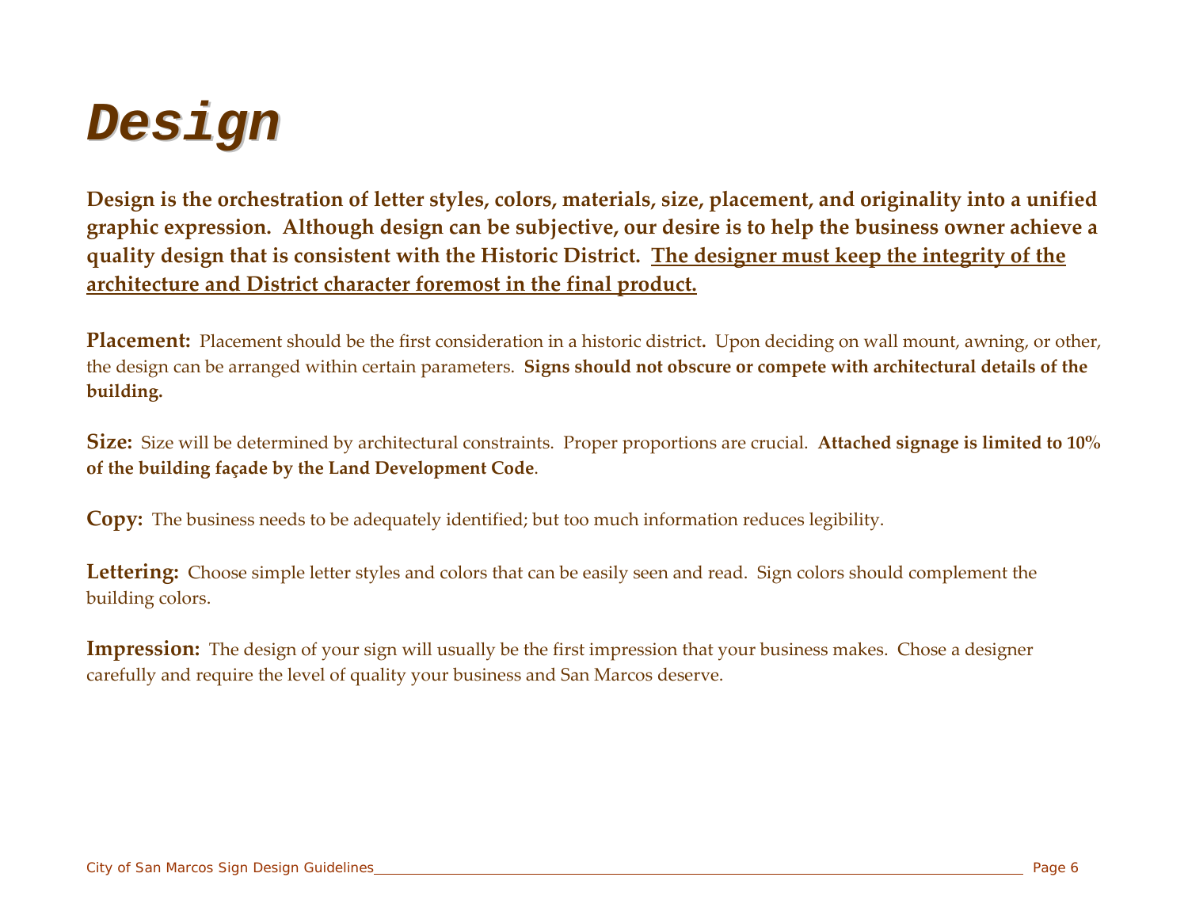# *Design*

**Design is the orchestration of letter styles, colors, materials, size, placement, and originality into a unified graphic expression. Although design can be subjective, our desire is to help the business owner achieve a quality design that is consistent with the Historic District. <u>The designer must keep the integrity of the architecture and District character foremost in the final product.</u>**

**Placement:** Placement should be the first consideration in a historic district**.** Upon deciding on wall mount, awning, or other, the design can be arranged within certain parameters. **Signs should not obscure or compete with architectural details of the building.**

**Size:** Size will be determined by architectural constraints. Proper proportions are crucial. **Attached signage is limited to 10% of the building façade by the Land Development Code**.

**Copy:** The business needs to be adequately identified; but too much information reduces legibility.

**Lettering:** Choose simple letter styles and colors that can be easily seen and read. Sign colors should complement the building colors.

**Impression:** The design of your sign will usually be the first impression that your business makes. Chose a designer carefully and require the level of quality your business and San Marcos deserve.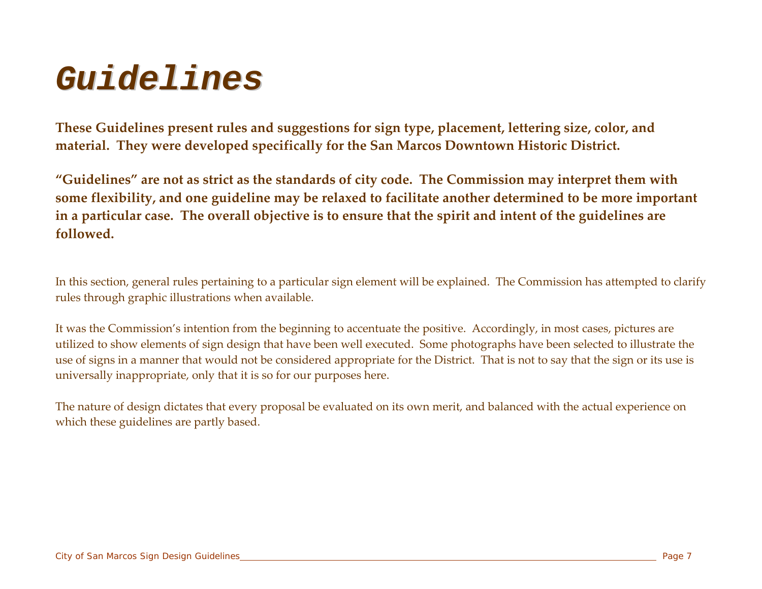# *Guidelines*

**These Guidelines present rules and suggestions for sign type, placement, lettering size, color, and material. They were developed specifically for the San Marcos Downtown Historic District.**

**"Guidelines" are not as strict as the standards of city code. The Commission may interpret them with some flexibility, and one guideline may be relaxed to facilitate another determined to be more important in a particular case. The overall objective is to ensure that the spirit and intent of the guidelines are followed.**

In this section, general rules pertaining to a particular sign element will be explained. The Commission has attempted to clarify rules through graphic illustrations when available.

It was the Commission's intention from the beginning to accentuate the positive. Accordingly, in most cases, pictures are utilized to show elements of sign design that have been well executed. Some photographs have been selected to illustrate the use of signs in a manner that would not be considered appropriate for the District. That is not to say that the sign or its use is universally inappropriate, only that it is so for our purposes here.

The nature of design dictates that every proposal be evaluated on its own merit, and balanced with the actual experience on which these guidelines are partly based.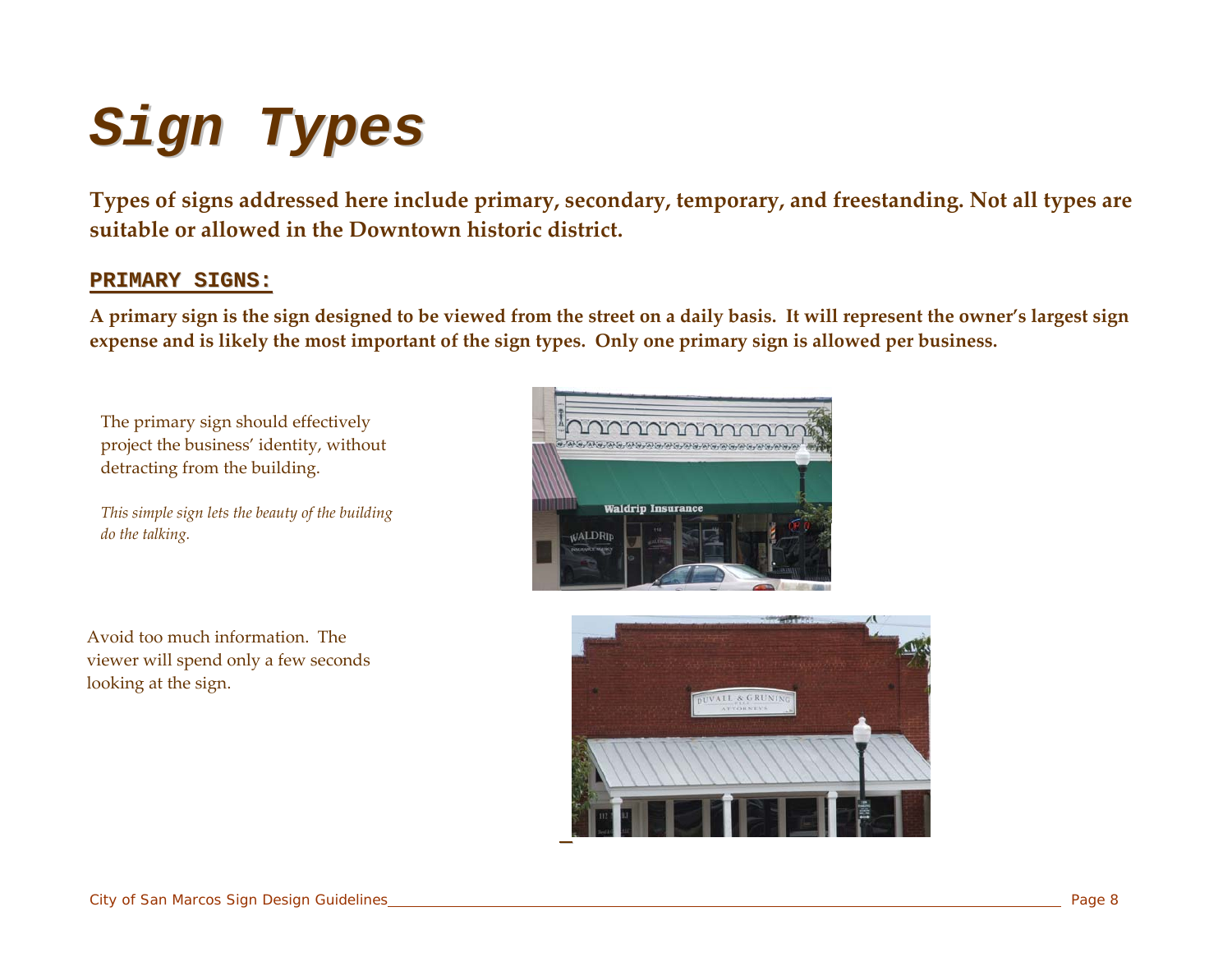# Sign Types

**Types of signs addressed here include primary, secondary, temporary, and freestanding. Not all types are suitable or allowed in the Downtown historic district.**

## PRIMARY SIGNS:

**A primary sign is the sign designed to be viewed from the street on a daily basis. It will represent the owner's largest sign expense and is likely the most important of the sign types. Only one primary sign is allowed per business.**

The primary sign should effectively project the business' identity, without detracting from the building.

*This simple sign lets the beauty of the building do the talking.*

Avoid too much information. The viewer will spend only a few seconds looking at the sign.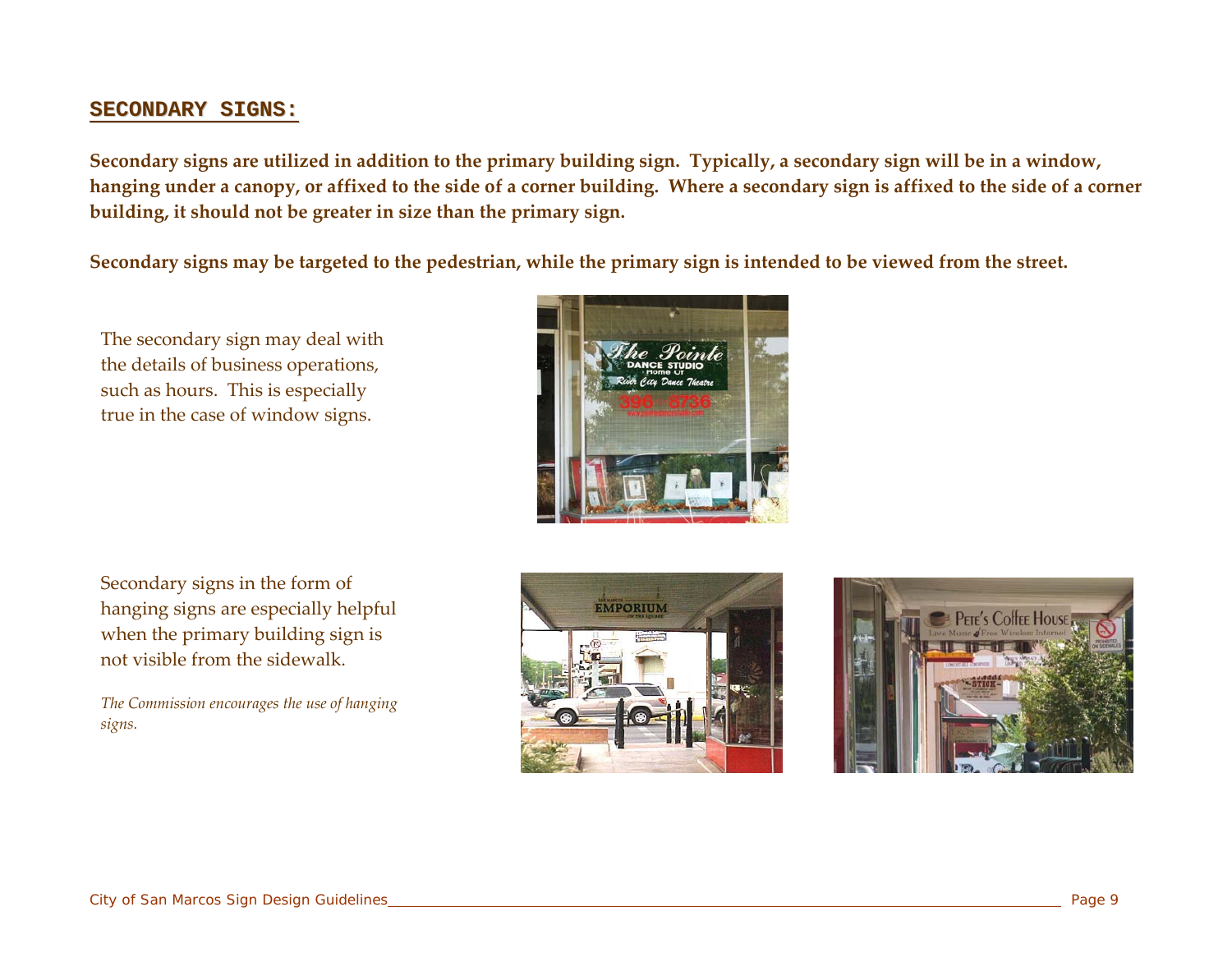## SECONDARY SIGNS:

**Secondary signs are utilized in addition to the primary building sign. Typically, a secondary sign will be in a window, hanging under a canopy, or affixed to the side of a corner building. Where a secondary sign is affixed to the side of a corner building, it should not be greater in size than the primary sign.**

**Secondary signs may be targeted to the pedestrian, while the primary sign is intended to be viewed from the street.**

The secondary sign may deal with the details of business operations, such as hours. This is especially true in the case of window signs.

Secondary signs in the form of hanging signs are especially helpful when the primary building sign is not visible from the sidewalk.

*The Commission encourages the use of hanging signs.*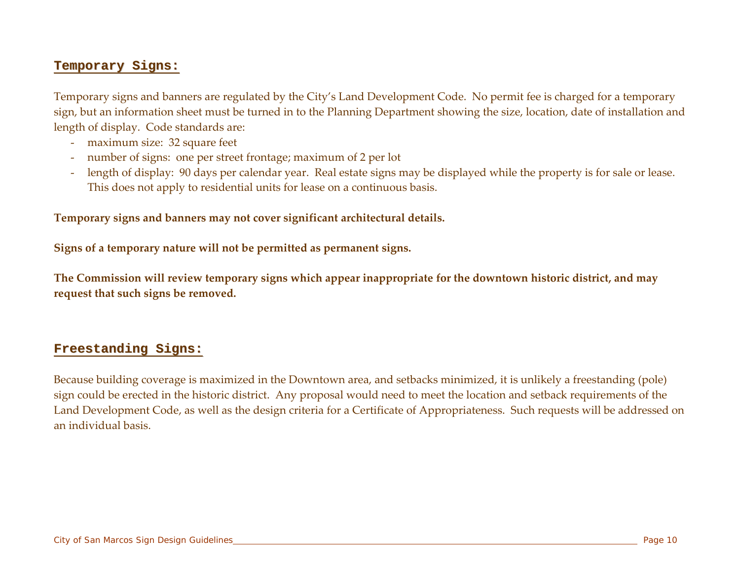## Temporary Signs:

Temporary signs and banners are regulated by the City's Land Development Code. No permit fee is charged for a temporary sign, but an information sheet must be turned in to the Planning Department showing the size, location, date of installation and length of display. Code standards are:

- maximum size: 32 square feet
- number of signs: one per street frontage; maximum of 2 per lot
- length of display: 90 days per calendar year. Real estate signs may be displayed while the property is for sale or lease. This does not apply to residential units for lease on a continuous basis.

**Temporary signs and banners may not cover significant architectural details.**

**Signs of a temporary nature will not be permitted as permanent signs.**

**The Commission will review temporary signs which appear inappropriate for the downtown historic district, and may request that such signs be removed.**

## Freestanding Signs:

Because building coverage is maximized in the Downtown area, and setbacks minimized, it is unlikely a freestanding (pole) sign could be erected in the historic district. Any proposal would need to meet the location and setback requirements of the Land Development Code, as well as the design criteria for a Certificate of Appropriateness. Such requests will be addressed on an individual basis.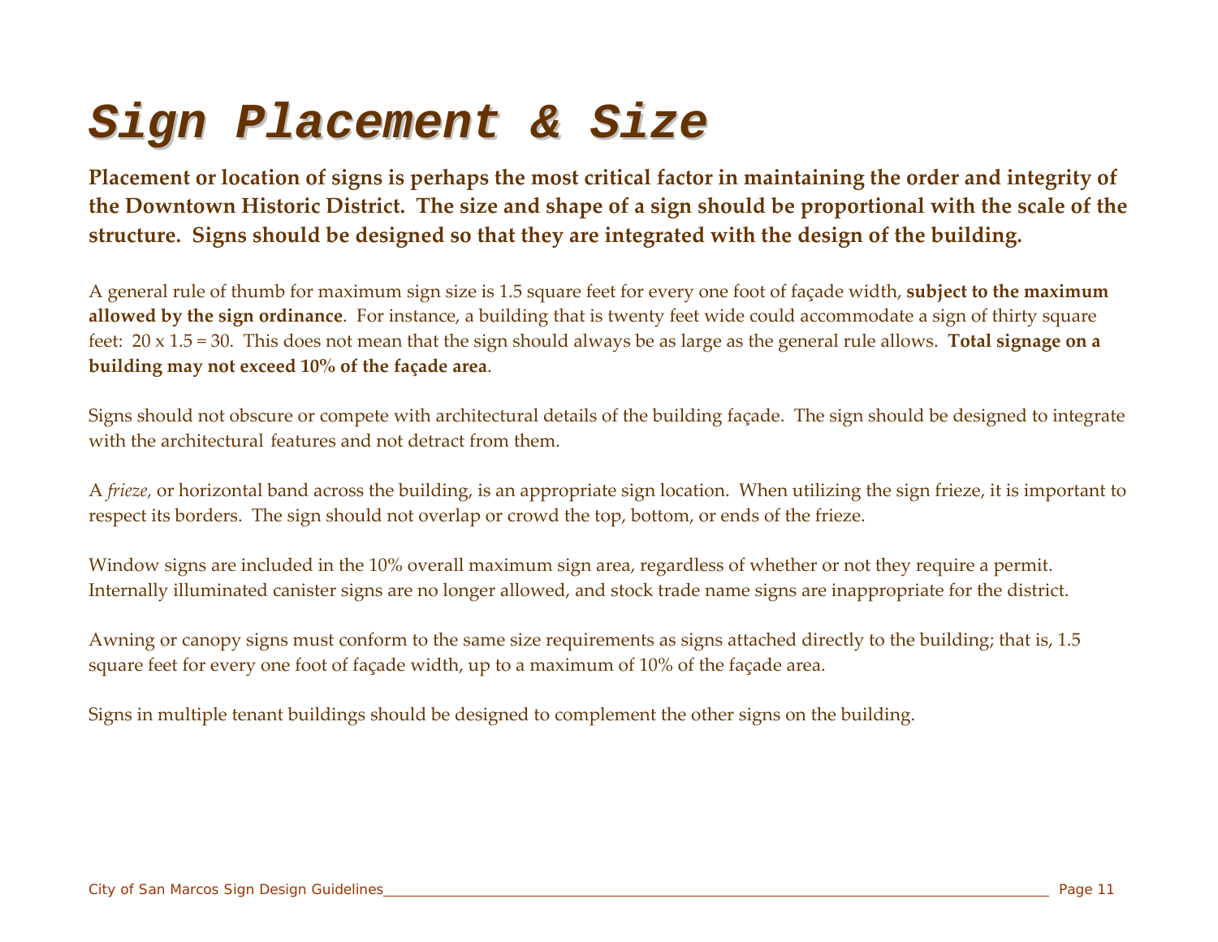# Sign Placement & Size

**Placement or location of signs is perhaps the most critical factor in maintaining the order and integrity of the Downtown Historic District. The size and shape of a sign should be proportional with the scale of the structure. Signs should be designed so that they are integrated with the design of the building.**

A general rule of thumb for maximum sign size is 1.5 square feet for every one foot of façade width, **subject to the maximum allowed by the sign ordinance**. For instance, a building that is twenty feet wide could accommodate a sign of thirty square feet: 20 x 1.5 = 30. This does not mean that the sign should always be as large as the general rule allows. **Total signage on a building may not exceed 10% of the façade area**.

Signs should not obscure or compete with architectural details of the building façade. The sign should be designed to integrate with the architectural features and not detract from them.

A *frieze*, or horizontal band across the building, is an appropriate sign location. When utilizing the sign frieze, it is important to respect its borders. The sign should not overlap or crowd the top, bottom, or ends of the frieze.

Window signs are included in the 10% overall maximum sign area, regardless of whether or not they require a permit. Internally illuminated canister signs are no longer allowed, and stock trade name signs are inappropriate for the district.

Awning or canopy signs must conform to the same size requirements as signs attached directly to the building; that is, 1.5 square feet for every one foot of façade width, up to a maximum of 10% of the façade area.

Signs in multiple tenant buildings should be designed to complement the other signs on the building.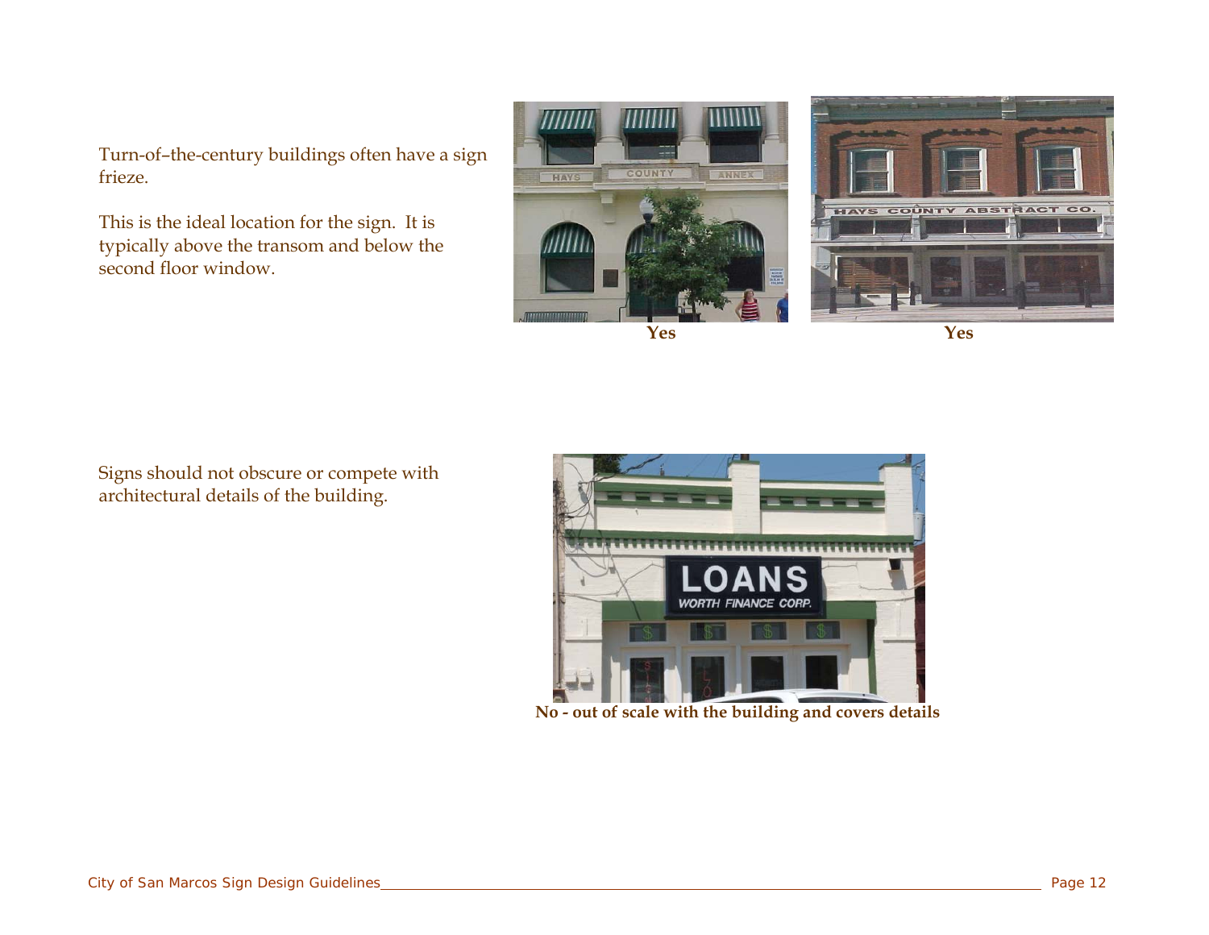Turn-of–the-century buildings often have a sign frieze.

This is the ideal location for the sign. It is typically above the transom and below the second floor window.

**Yes** **Yes**

Signs should not obscure or compete with architectural details of the building.

**No - out of scale with the building and covers details**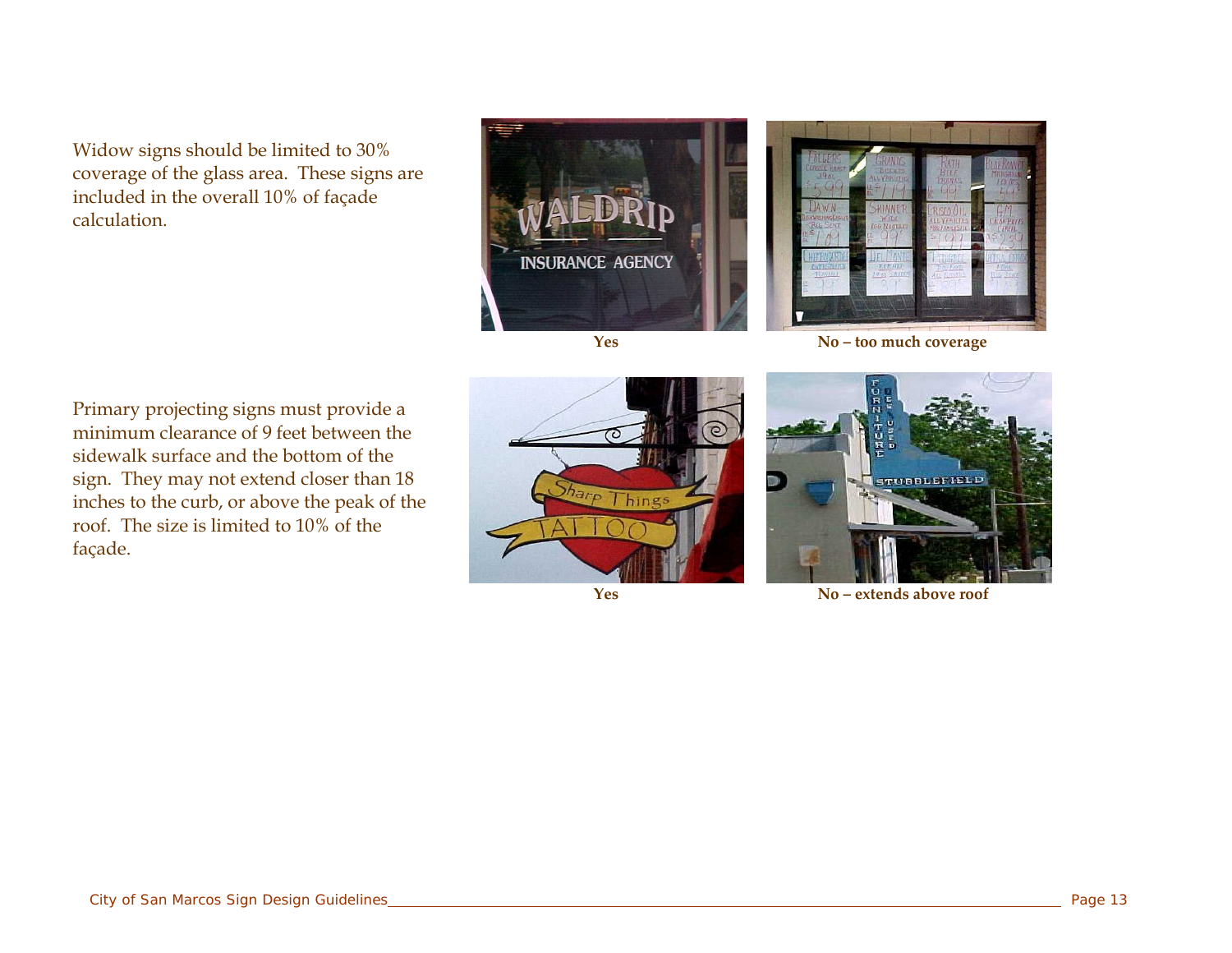Widow signs should be limited to 30% coverage of the glass area. These signs are included in the overall 10% of façade calculation.

**Yes**

**No – too much coverage**

Primary projecting signs must provide a minimum clearance of 9 feet between the sidewalk surface and the bottom of the sign. They may not extend closer than 18 inches to the curb, or above the peak of the roof. The size is limited to 10% of the façade.

**Yes**

**No – extends above roof**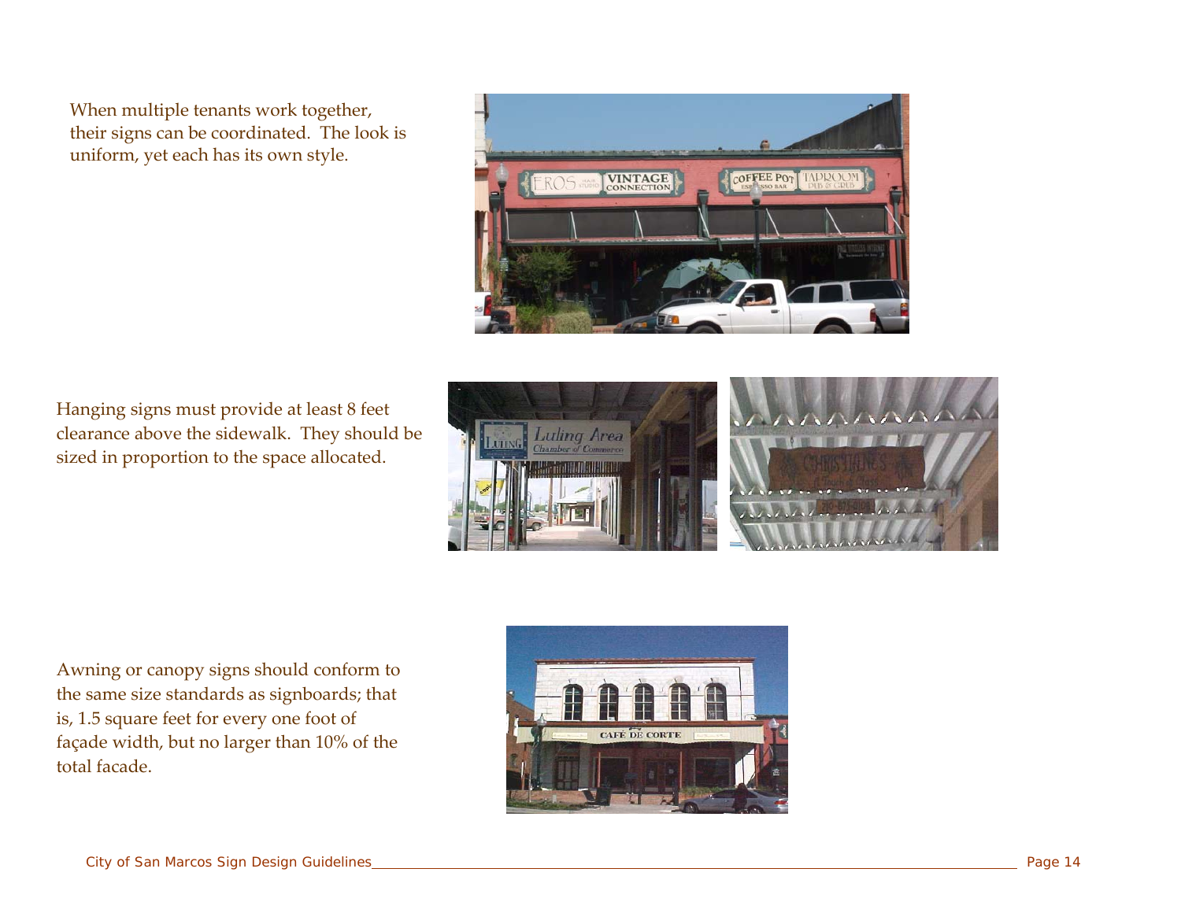When multiple tenants work together, their signs can be coordinated. The look is uniform, yet each has its own style.

Hanging signs must provide at least 8 feet clearance above the sidewalk. They should be sized in proportion to the space allocated.

Awning or canopy signs should conform to the same size standards as signboards; that is, 1.5 square feet for every one foot of façade width, but no larger than 10% of the total facade.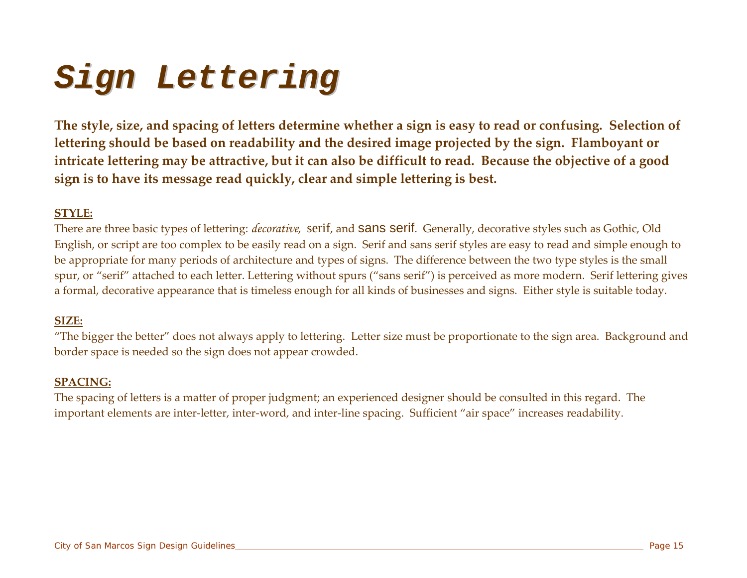# *Sign Lettering*

**The style, size, and spacing of letters determine whether a sign is easy to read or confusing. Selection of lettering should be based on readability and the desired image projected by the sign. Flamboyant or intricate lettering may be attractive, but it can also be difficult to read. Because the objective of a good sign is to have its message read quickly, clear and simple lettering is best.**

**STYLE:**

There are three basic types of lettering: *decorative*, serif, and sans serif. Generally, decorative styles such as Gothic, Old English, or script are too complex to be easily read on a sign. Serif and sans serif styles are easy to read and simple enough to be appropriate for many periods of architecture and types of signs. The difference between the two type styles is the small spur, or "serif" attached to each letter. Lettering without spurs ("sans serif") is perceived as more modern. Serif lettering gives a formal, decorative appearance that is timeless enough for all kinds of businesses and signs. Either style is suitable today.

**SIZE:**

"The bigger the better" does not always apply to lettering. Letter size must be proportionate to the sign area. Background and border space is needed so the sign does not appear crowded.

**SPACING:**

The spacing of letters is a matter of proper judgment; an experienced designer should be consulted in this regard. The important elements are inter-letter, inter-word, and inter-line spacing. Sufficient "air space" increases readability.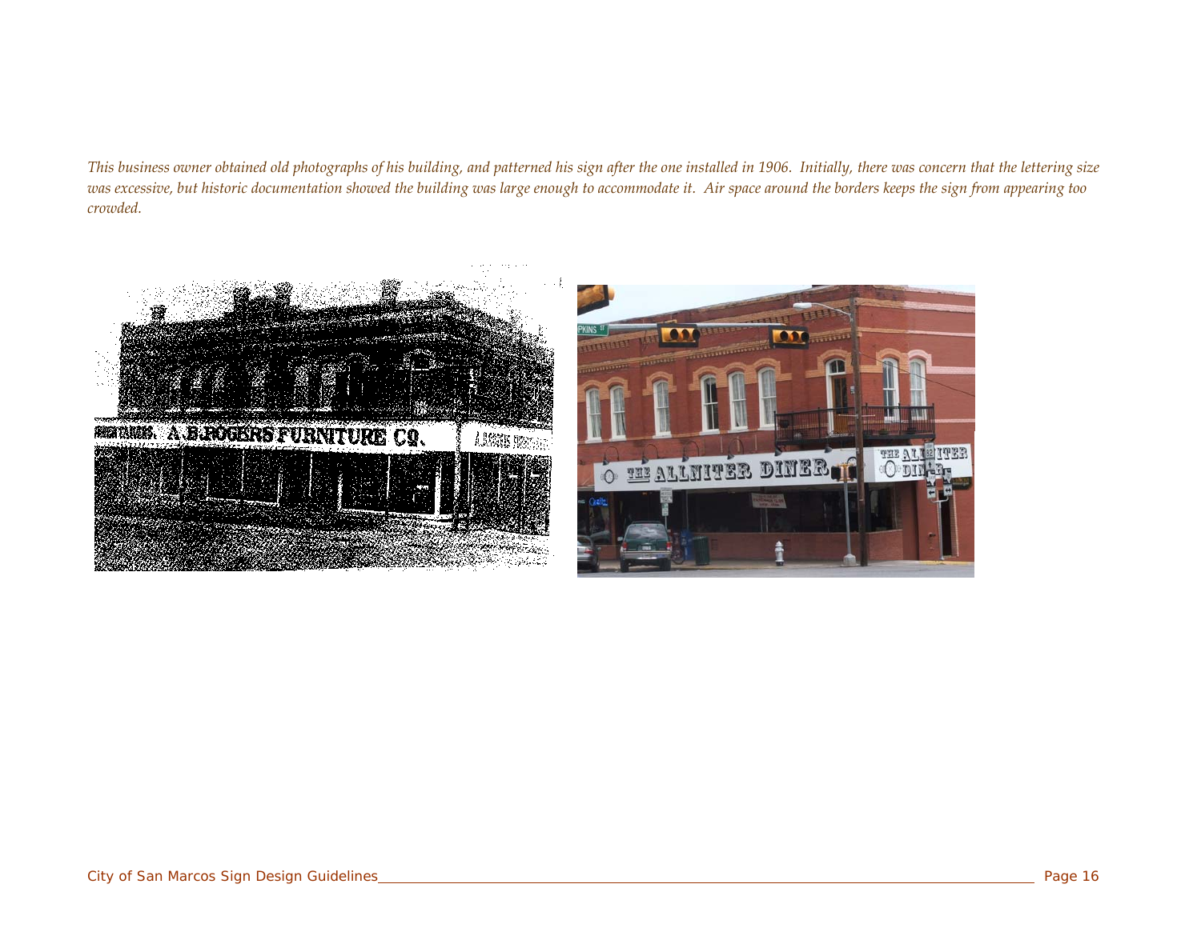*This business owner obtained old photographs of his building, and patterned his sign after the one installed in 1906. Initially, there was concern that the lettering size was excessive, but historic documentation showed the building was large enough to accommodate it. Air space around the borders keeps the sign from appearing too crowded.*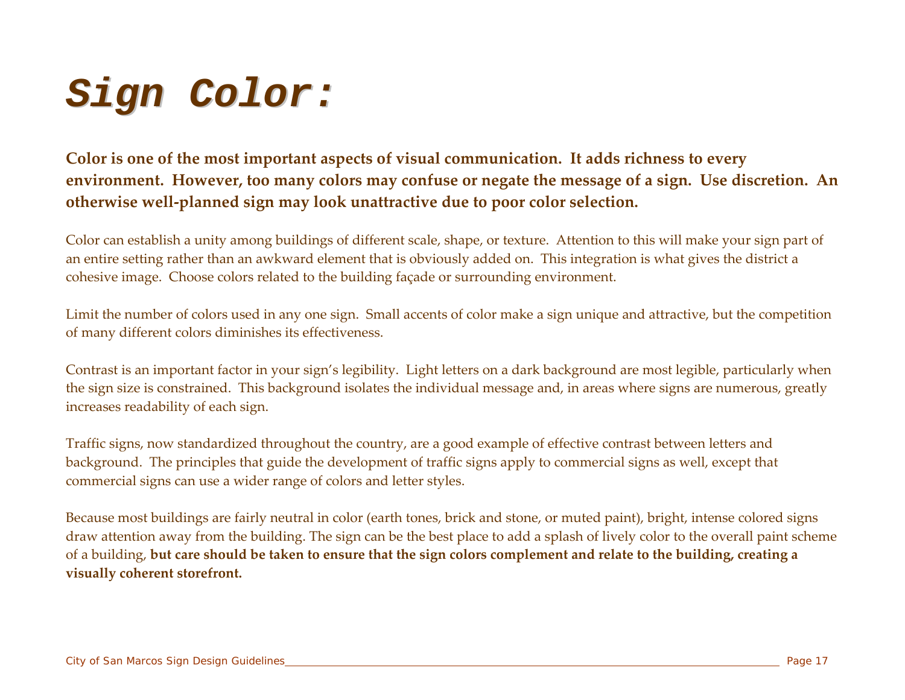# ***Sign Color:***

**Color is one of the most important aspects of visual communication. It adds richness to every environment. However, too many colors may confuse or negate the message of a sign. Use discretion. An otherwise well-planned sign may look unattractive due to poor color selection.**

Color can establish a unity among buildings of different scale, shape, or texture. Attention to this will make your sign part of an entire setting rather than an awkward element that is obviously added on. This integration is what gives the district a cohesive image. Choose colors related to the building façade or surrounding environment.

Limit the number of colors used in any one sign. Small accents of color make a sign unique and attractive, but the competition of many different colors diminishes its effectiveness.

Contrast is an important factor in your sign's legibility. Light letters on a dark background are most legible, particularly when the sign size is constrained. This background isolates the individual message and, in areas where signs are numerous, greatly increases readability of each sign.

Traffic signs, now standardized throughout the country, are a good example of effective contrast between letters and background. The principles that guide the development of traffic signs apply to commercial signs as well, except that commercial signs can use a wider range of colors and letter styles.

Because most buildings are fairly neutral in color (earth tones, brick and stone, or muted paint), bright, intense colored signs draw attention away from the building. The sign can be the best place to add a splash of lively color to the overall paint scheme of a building, **but care should be taken to ensure that the sign colors complement and relate to the building, creating a visually coherent storefront.**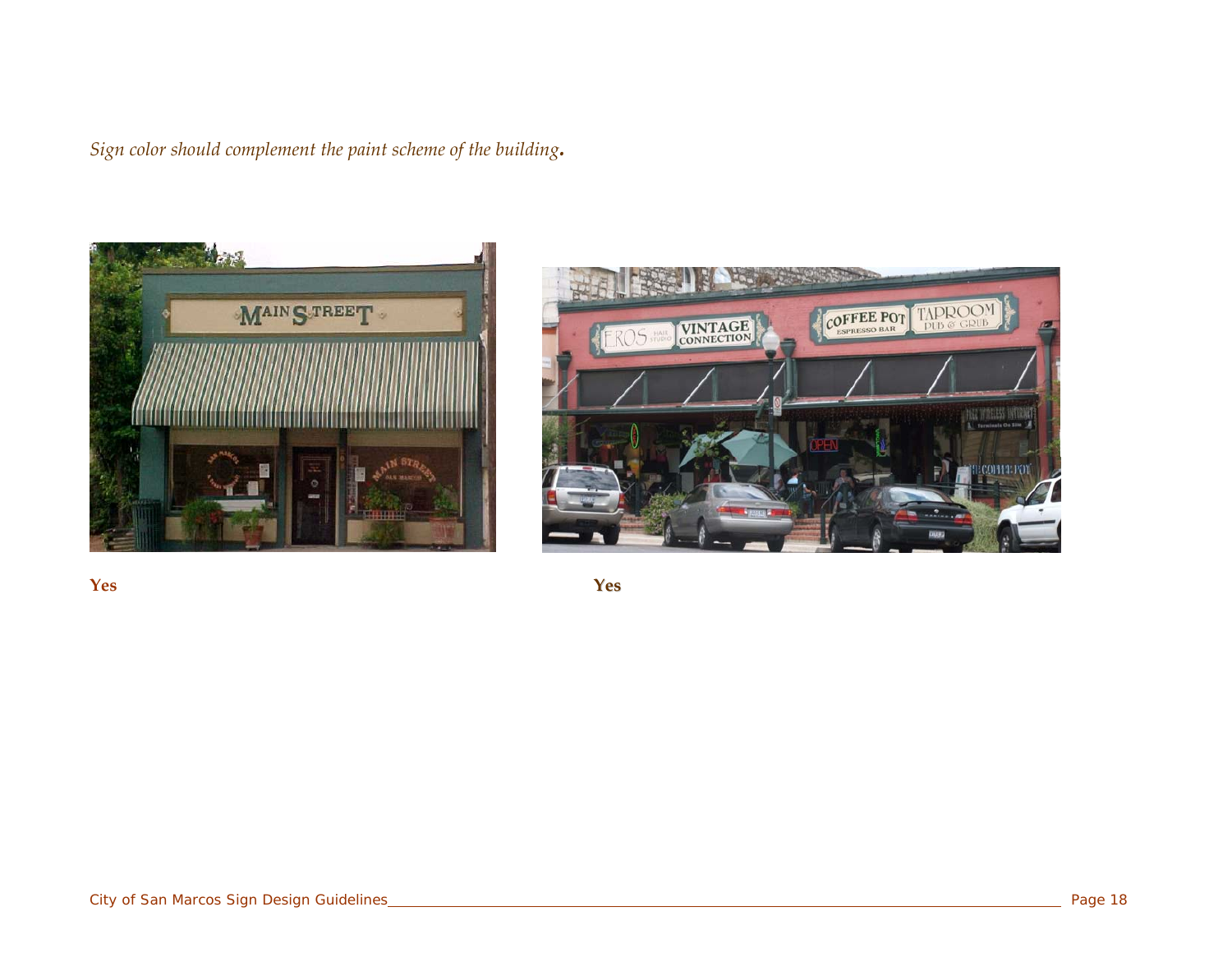*Sign color should complement the paint scheme of the building.*

**Yes**

**Yes**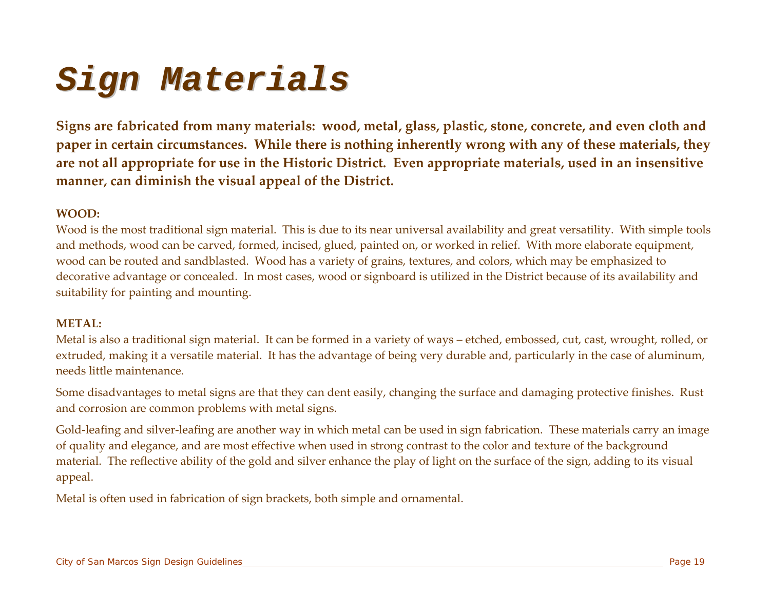# *Sign Materials*

**Signs are fabricated from many materials: wood, metal, glass, plastic, stone, concrete, and even cloth and paper in certain circumstances. While there is nothing inherently wrong with any of these materials, they are not all appropriate for use in the Historic District. Even appropriate materials, used in an insensitive manner, can diminish the visual appeal of the District.**

**WOOD:**

Wood is the most traditional sign material. This is due to its near universal availability and great versatility. With simple tools and methods, wood can be carved, formed, incised, glued, painted on, or worked in relief. With more elaborate equipment, wood can be routed and sandblasted. Wood has a variety of grains, textures, and colors, which may be emphasized to decorative advantage or concealed. In most cases, wood or signboard is utilized in the District because of its availability and suitability for painting and mounting.

**METAL:**

Metal is also a traditional sign material. It can be formed in a variety of ways – etched, embossed, cut, cast, wrought, rolled, or extruded, making it a versatile material. It has the advantage of being very durable and, particularly in the case of aluminum, needs little maintenance.

Some disadvantages to metal signs are that they can dent easily, changing the surface and damaging protective finishes. Rust and corrosion are common problems with metal signs.

Gold-leafing and silver-leafing are another way in which metal can be used in sign fabrication. These materials carry an image of quality and elegance, and are most effective when used in strong contrast to the color and texture of the background material. The reflective ability of the gold and silver enhance the play of light on the surface of the sign, adding to its visual appeal.

Metal is often used in fabrication of sign brackets, both simple and ornamental.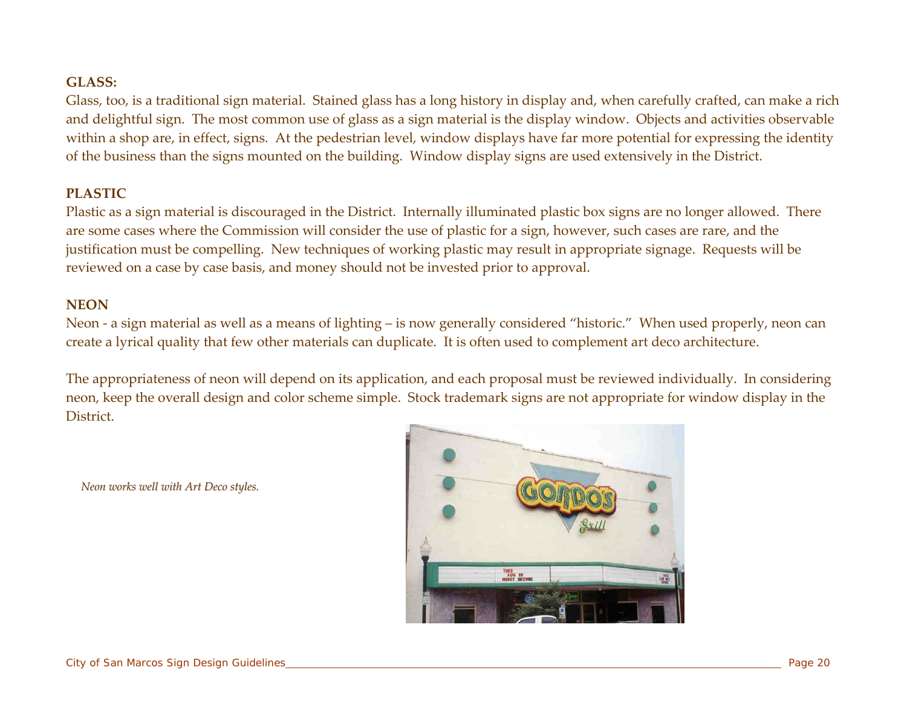**GLASS:**

Glass, too, is a traditional sign material. Stained glass has a long history in display and, when carefully crafted, can make a rich and delightful sign. The most common use of glass as a sign material is the display window. Objects and activities observable within a shop are, in effect, signs. At the pedestrian level, window displays have far more potential for expressing the identity of the business than the signs mounted on the building. Window display signs are used extensively in the District.

**PLASTIC**

Plastic as a sign material is discouraged in the District. Internally illuminated plastic box signs are no longer allowed. There are some cases where the Commission will consider the use of plastic for a sign, however, such cases are rare, and the justification must be compelling. New techniques of working plastic may result in appropriate signage. Requests will be reviewed on a case by case basis, and money should not be invested prior to approval.

**NEON**

Neon - a sign material as well as a means of lighting – is now generally considered "historic." When used properly, neon can create a lyrical quality that few other materials can duplicate. It is often used to complement art deco architecture.

The appropriateness of neon will depend on its application, and each proposal must be reviewed individually. In considering neon, keep the overall design and color scheme simple. Stock trademark signs are not appropriate for window display in the District.

*Neon works well with Art Deco styles.*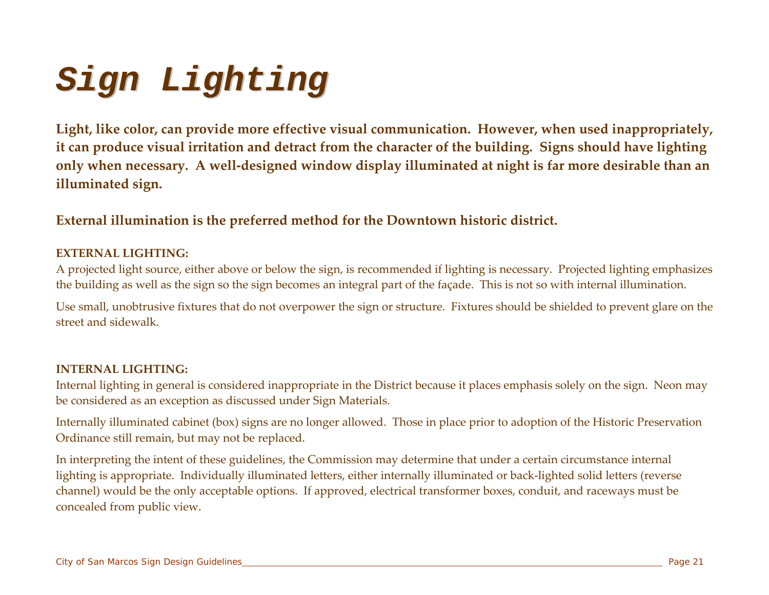# Sign Lighting

**Light, like color, can provide more effective visual communication. However, when used inappropriately, it can produce visual irritation and detract from the character of the building. Signs should have lighting only when necessary. A well-designed window display illuminated at night is far more desirable than an illuminated sign.**

**External illumination is the preferred method for the Downtown historic district.**

**EXTERNAL LIGHTING:**

A projected light source, either above or below the sign, is recommended if lighting is necessary. Projected lighting emphasizes the building as well as the sign so the sign becomes an integral part of the façade. This is not so with internal illumination.

Use small, unobtrusive fixtures that do not overpower the sign or structure. Fixtures should be shielded to prevent glare on the street and sidewalk.

**INTERNAL LIGHTING:**

Internal lighting in general is considered inappropriate in the District because it places emphasis solely on the sign. Neon may be considered as an exception as discussed under Sign Materials.

Internally illuminated cabinet (box) signs are no longer allowed. Those in place prior to adoption of the Historic Preservation Ordinance still remain, but may not be replaced.

In interpreting the intent of these guidelines, the Commission may determine that under a certain circumstance internal lighting is appropriate. Individually illuminated letters, either internally illuminated or back-lighted solid letters (reverse channel) would be the only acceptable options. If approved, electrical transformer boxes, conduit, and raceways must be concealed from public view.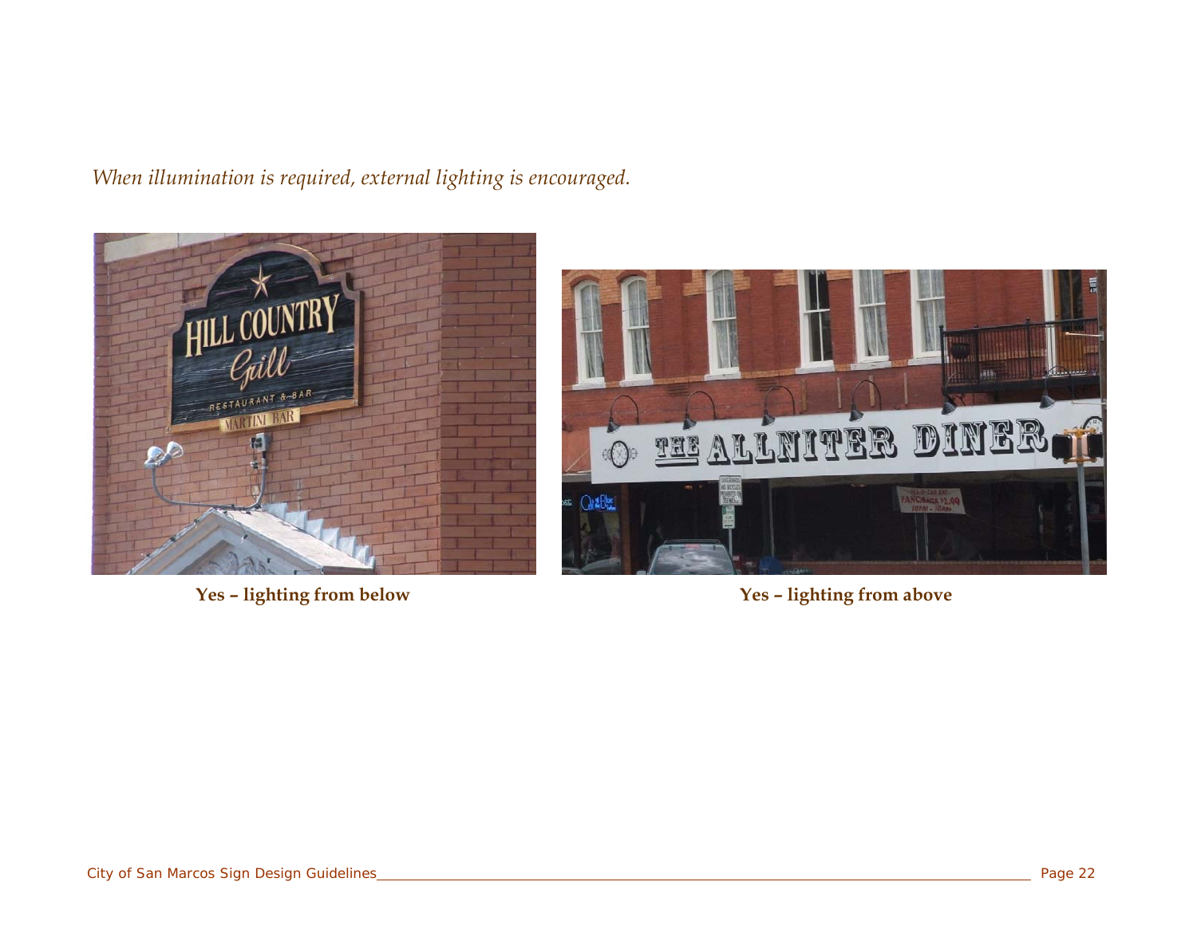*When illumination is required, external lighting is encouraged.*

**Yes – lighting from below**

**Yes – lighting from above**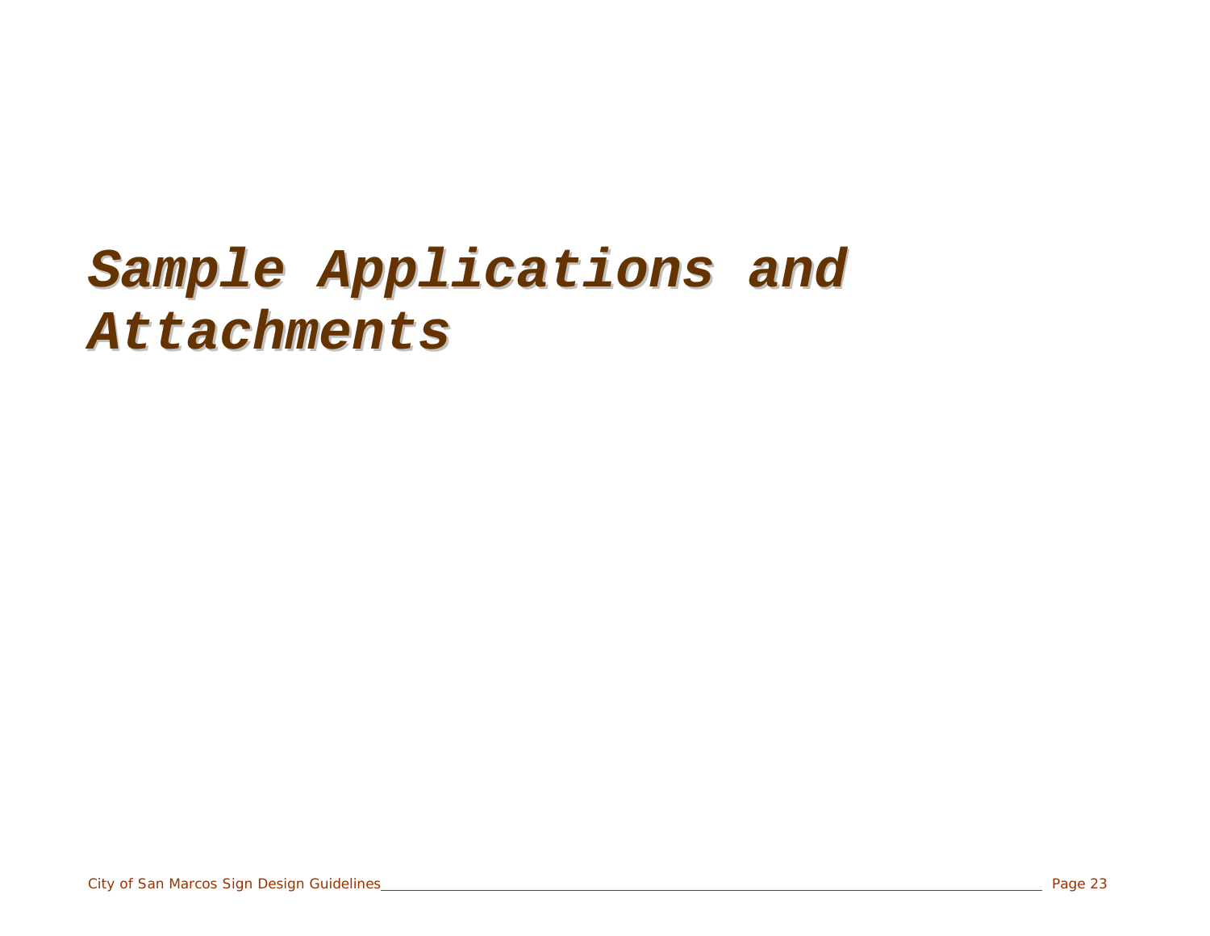# *Sample Applications and Attachments*